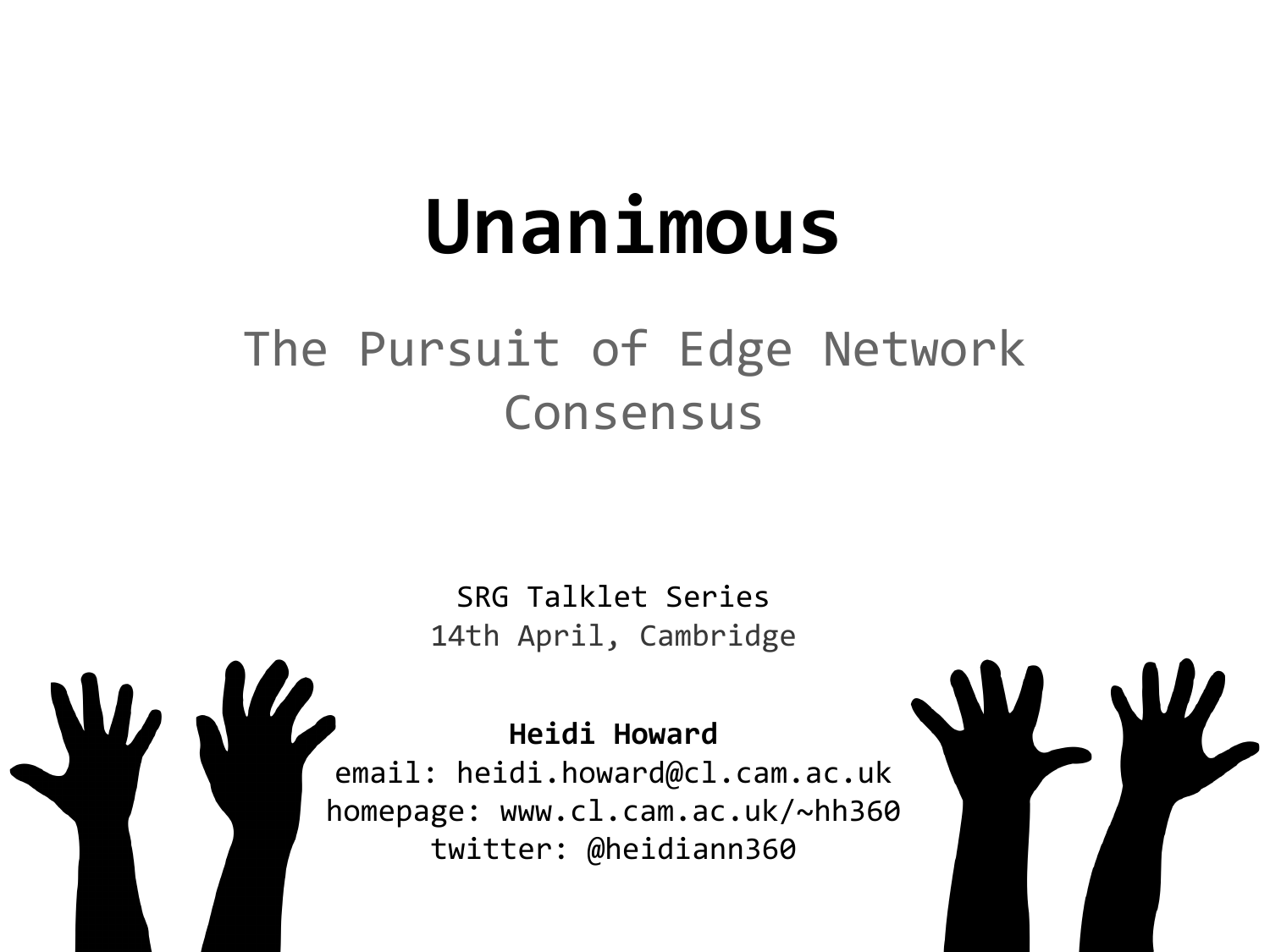# Unanimous

## The Pursuit of Edge Network Consensus

SRG Talklet Series
14th April, Cambridge

**Heidi Howard**
email: heidi.howard@cl.cam.ac.uk
homepage: www.cl.cam.ac.uk/~hh360
twitter: @heidiann360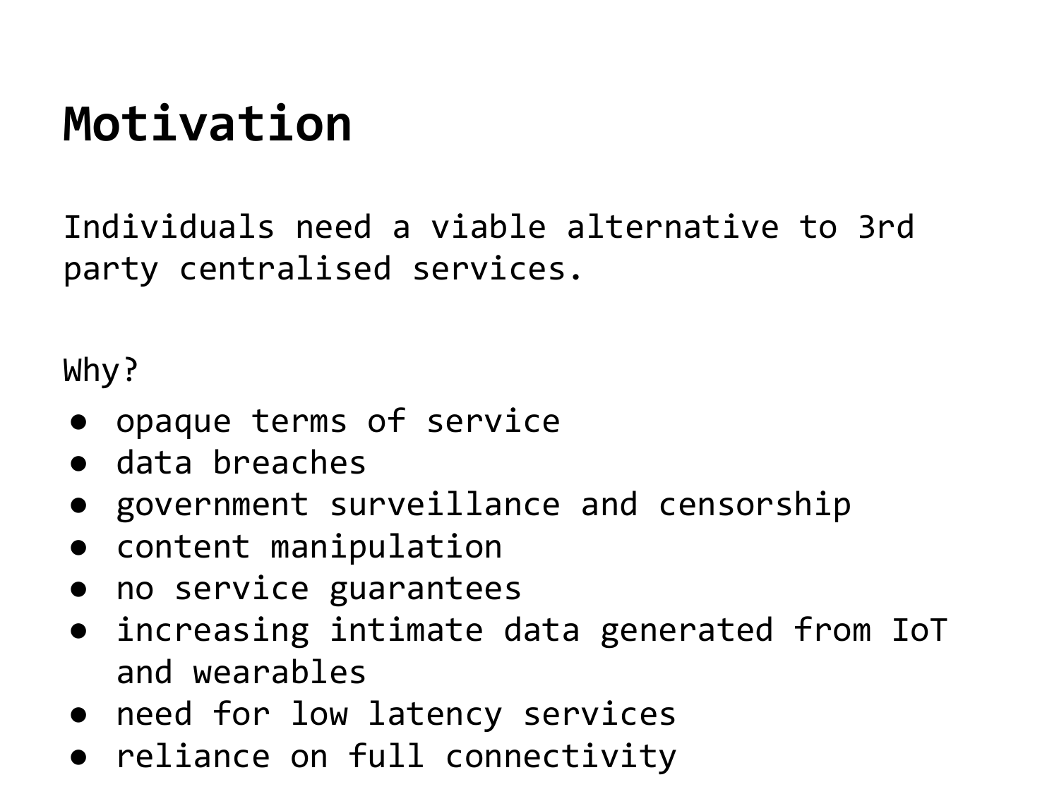# Motivation

Individuals need a viable alternative to 3rd party centralised services.

Why?

- opaque terms of service
- data breaches
- government surveillance and censorship
- content manipulation
- no service guarantees
- increasing intimate data generated from IoT and wearables
- need for low latency services
- reliance on full connectivity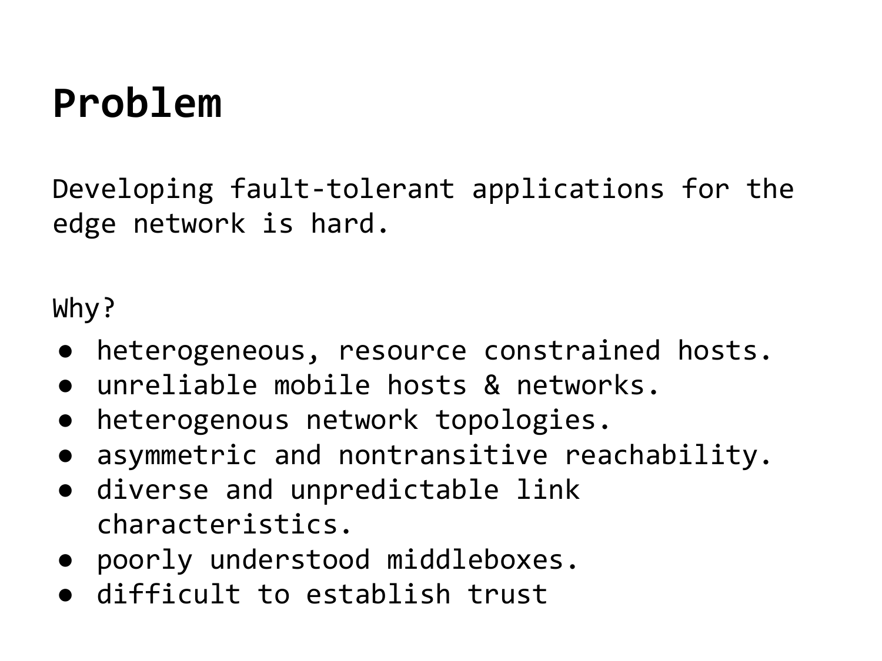# Problem

Developing fault-tolerant applications for the edge network is hard.

Why?

- heterogeneous, resource constrained hosts.
- unreliable mobile hosts & networks.
- heterogenous network topologies.
- asymmetric and nontransitive reachability.
- diverse and unpredictable link characteristics.
- poorly understood middleboxes.
- difficult to establish trust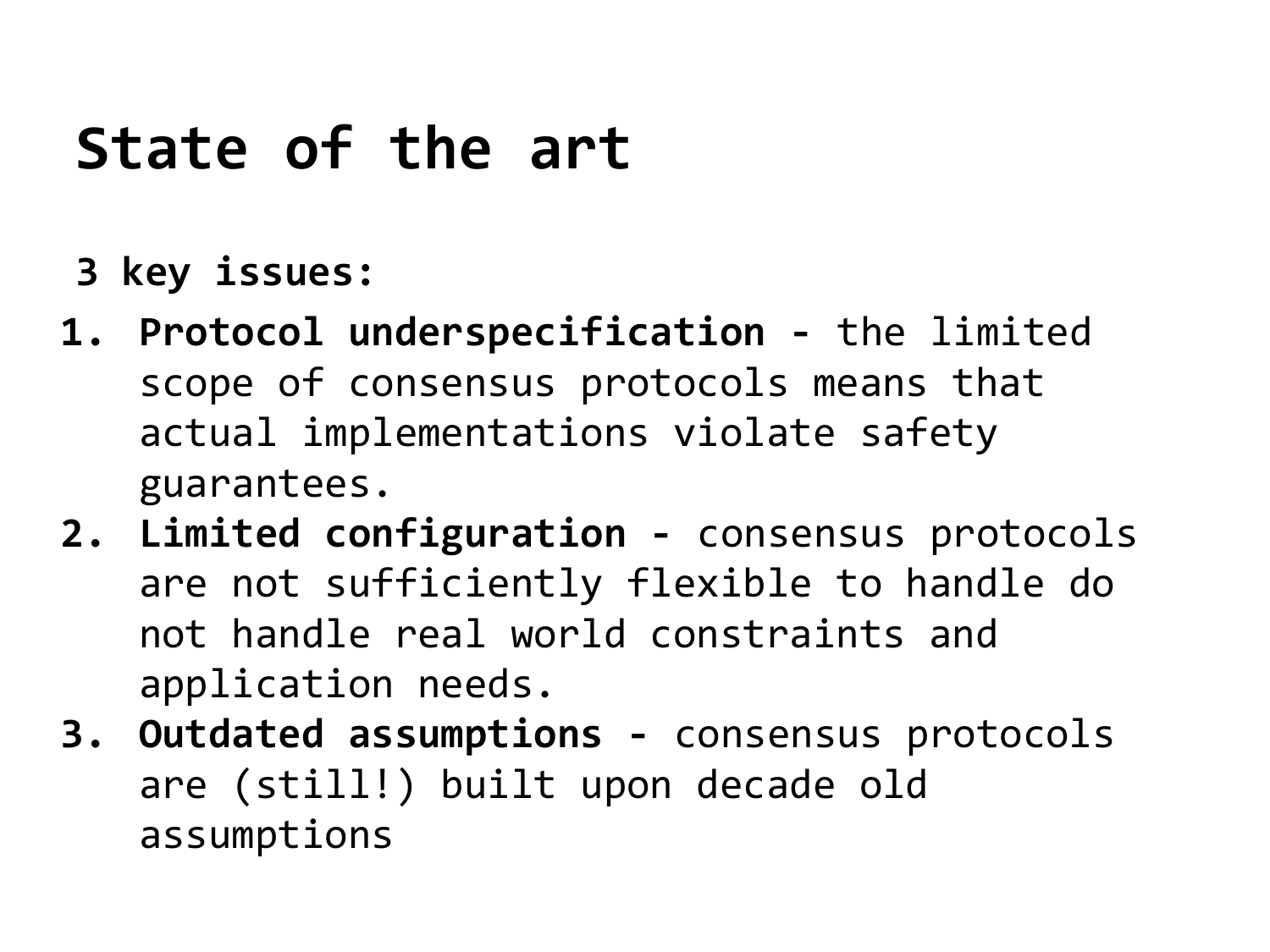# State of the art

**3 key issues:**

1. **Protocol underspecification -** the limited scope of consensus protocols means that actual implementations violate safety guarantees.
2. **Limited configuration -** consensus protocols are not sufficiently flexible to handle do not handle real world constraints and application needs.
3. **Outdated assumptions -** consensus protocols are (still!) built upon decade old assumptions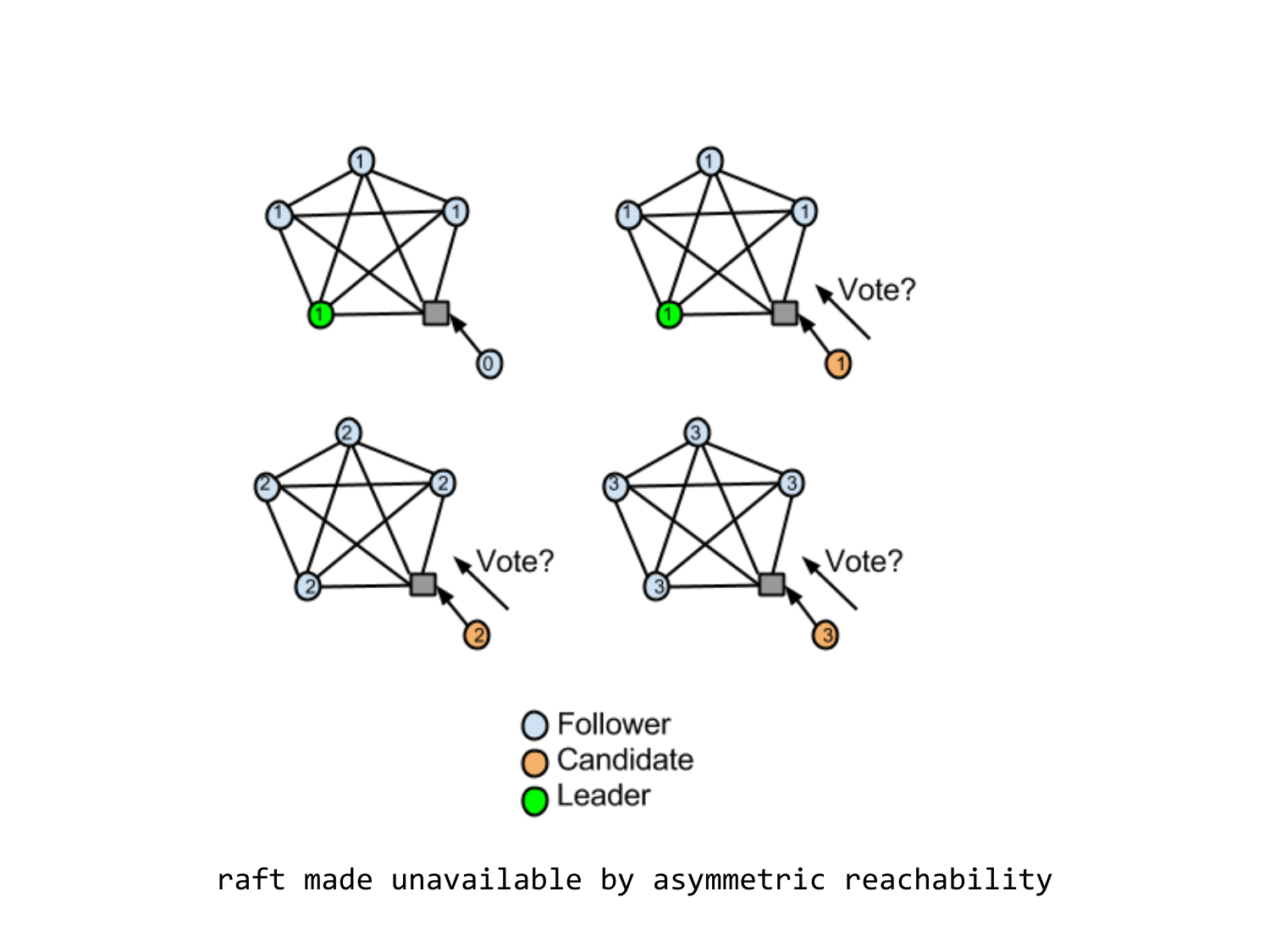raft made unavailable by asymmetric reachability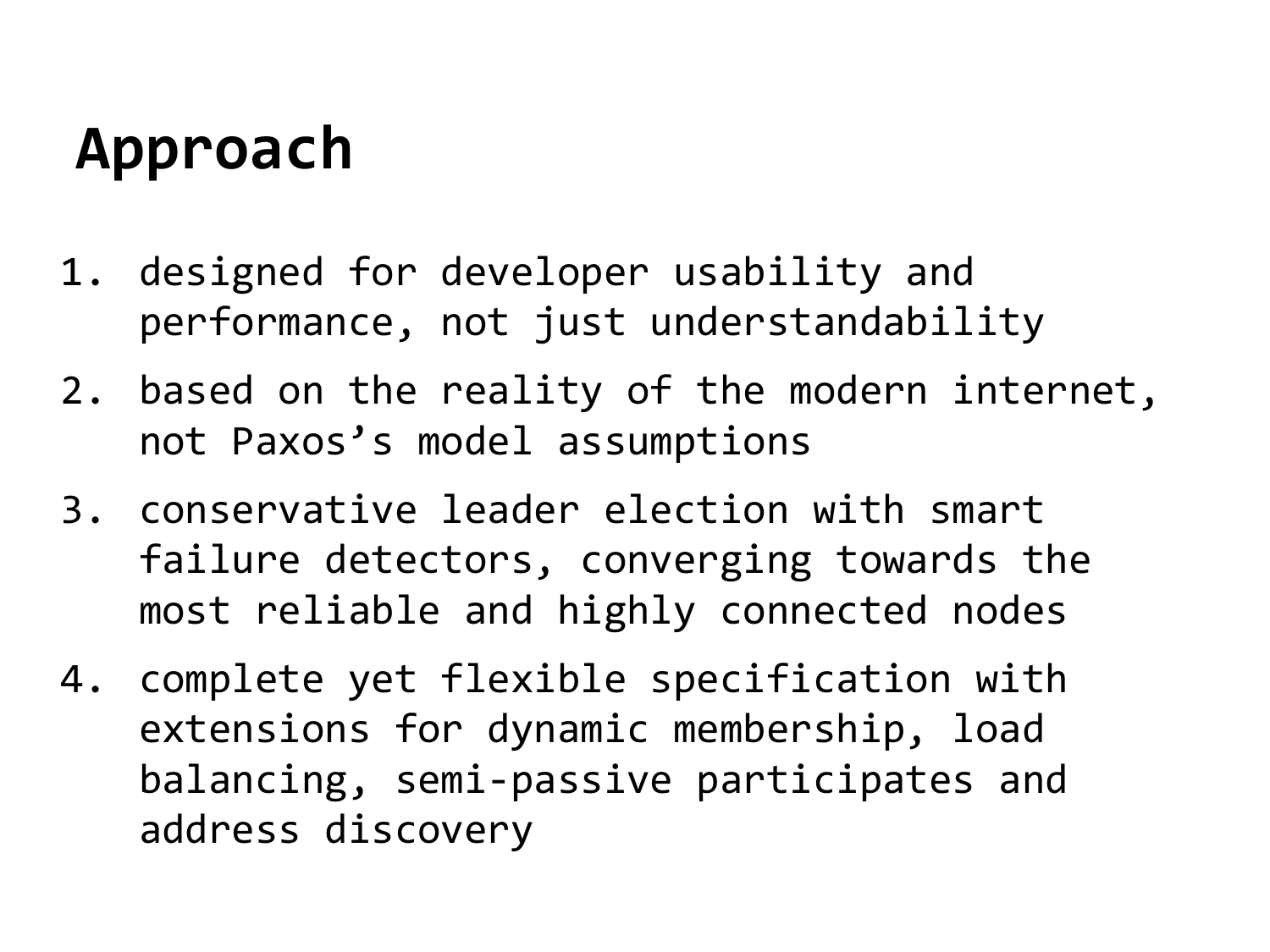# Approach

1. designed for developer usability and performance, not just understandability
2. based on the reality of the modern internet, not Paxos’s model assumptions
3. conservative leader election with smart failure detectors, converging towards the most reliable and highly connected nodes
4. complete yet flexible specification with extensions for dynamic membership, load balancing, semi-passive participates and address discovery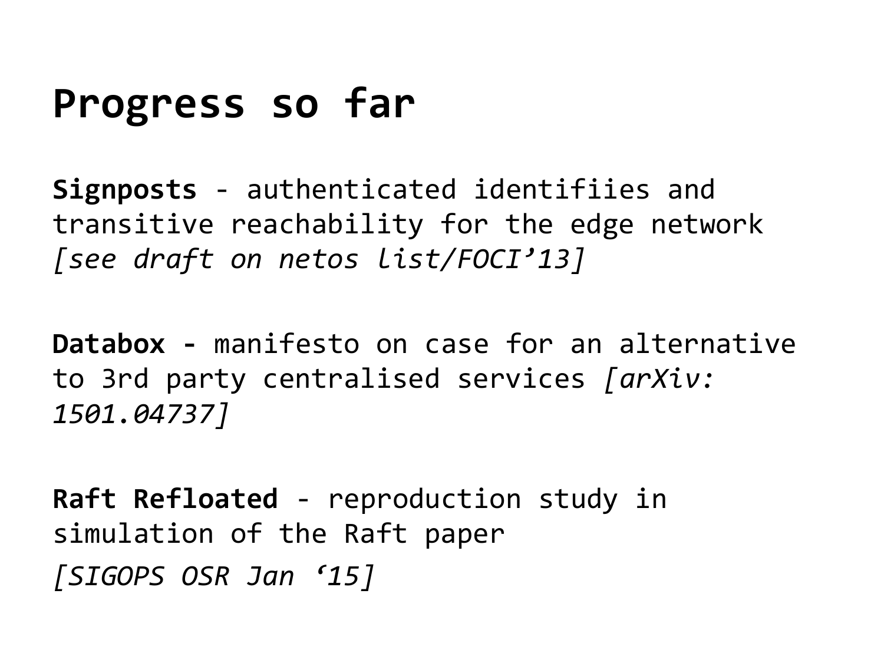# Progress so far

**Signposts** - authenticated identifiies and transitive reachability for the edge network *[see draft on netos list/FOCI'13]*

**Databox -** manifesto on case for an alternative to 3rd party centralised services *[arXiv: 1501.04737]*

**Raft Refloated** - reproduction study in simulation of the Raft paper

*[SIGOPS OSR Jan '15]*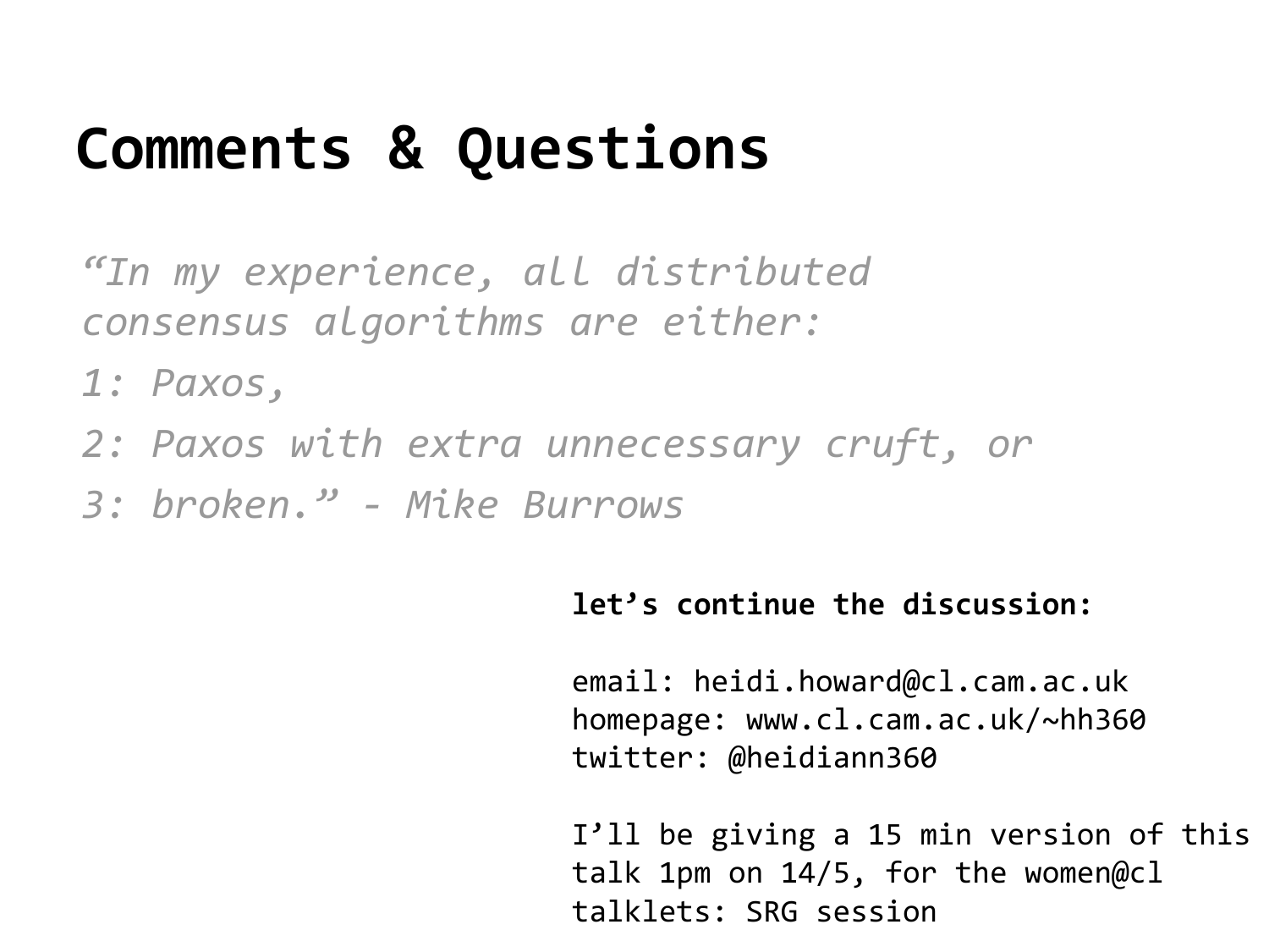# Comments & Questions

*“In my experience, all distributed consensus algorithms are either:*

*1: Paxos,*

*2: Paxos with extra unnecessary cruft, or*

*3: broken.” - Mike Burrows*

**let’s continue the discussion:**

email: heidi.howard@cl.cam.ac.uk
homepage: www.cl.cam.ac.uk/~hh360
twitter: @heidiann360

I’ll be giving a 15 min version of this talk 1pm on 14/5, for the women@cl talklets: SRG session